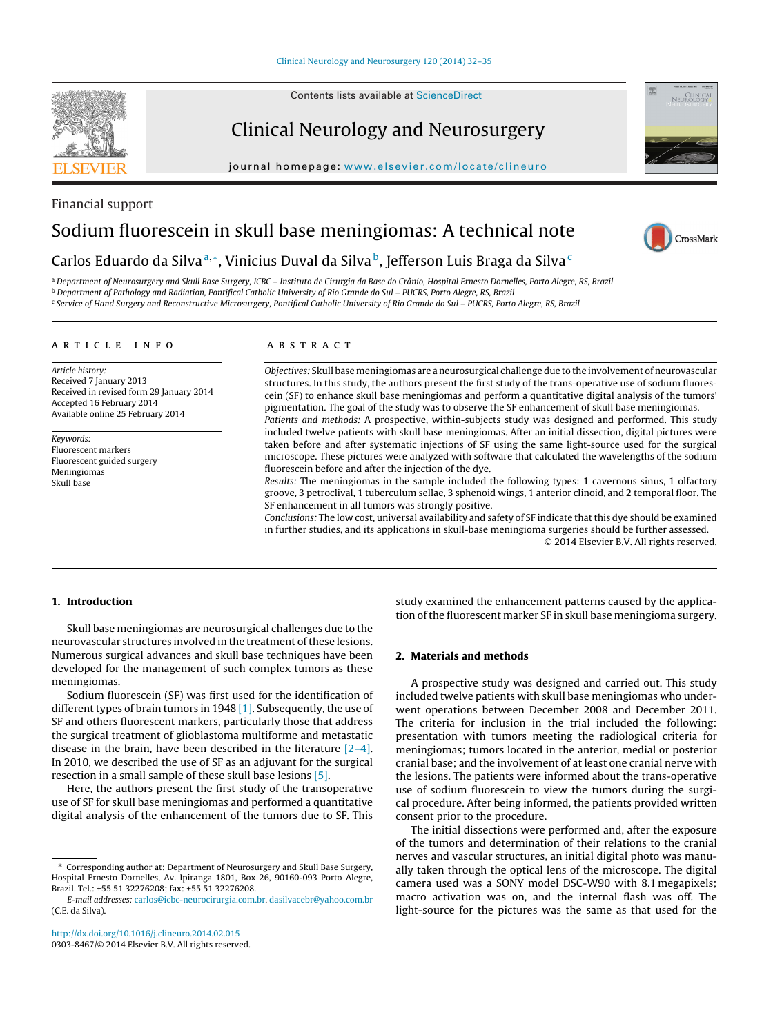Financial support

# Sodium fluorescein in skull base meningiomas: A technical note

Carlos Eduardo da Silva[a,*], Vinicius Duval da Silva[b], Jefferson Luis Braga da Silva[c]

[a] Department of Neurosurgery and Skull Base Surgery, ICBC – Instituto de Cirurgia da Base do Crânio, Hospital Ernesto Dornelles, Porto Alegre, RS, Brazil
[b] Department of Pathology and Radiation, Pontifical Catholic University of Rio Grande do Sul – PUCRS, Porto Alegre, RS, Brazil
[c] Service of Hand Surgery and Reconstructive Microsurgery, Pontifical Catholic University of Rio Grande do Sul – PUCRS, Porto Alegre, RS, Brazil

**ARTICLE INFO**

*Article history:*
Received 7 January 2013
Received in revised form 29 January 2014
Accepted 16 February 2014
Available online 25 February 2014

*Keywords:*
Fluorescent markers
Fluorescent guided surgery
Meningiomas
Skull base

**ABSTRACT**

*Objectives:* Skull base meningiomas are a neurosurgical challenge due to the involvement of neurovascular structures. In this study, the authors present the first study of the trans-operative use of sodium fluorescein (SF) to enhance skull base meningiomas and perform a quantitative digital analysis of the tumors' pigmentation. The goal of the study was to observe the SF enhancement of skull base meningiomas.

*Patients and methods:* A prospective, within-subjects study was designed and performed. This study included twelve patients with skull base meningiomas. After an initial dissection, digital pictures were taken before and after systematic injections of SF using the same light-source used for the surgical microscope. These pictures were analyzed with software that calculated the wavelengths of the sodium fluorescein before and after the injection of the dye.

*Results:* The meningiomas in the sample included the following types: 1 cavernous sinus, 1 olfactory groove, 3 petroclival, 1 tuberculum sellae, 3 sphenoid wings, 1 anterior clinoid, and 2 temporal floor. The SF enhancement in all tumors was strongly positive.

*Conclusions:* The low cost, universal availability and safety of SF indicate that this dye should be examined in further studies, and its applications in skull-base meningioma surgeries should be further assessed.

© 2014 Elsevier B.V. All rights reserved.

## 1. Introduction

Skull base meningiomas are neurosurgical challenges due to the neurovascular structures involved in the treatment of these lesions. Numerous surgical advances and skull base techniques have been developed for the management of such complex tumors as these meningiomas.

Sodium fluorescein (SF) was first used for the identification of different types of brain tumors in 1948 [1]. Subsequently, the use of SF and others fluorescent markers, particularly those that address the surgical treatment of glioblastoma multiforme and metastatic disease in the brain, have been described in the literature [2–4]. In 2010, we described the use of SF as an adjuvant for the surgical resection in a small sample of these skull base lesions [5].

Here, the authors present the first study of the transoperative use of SF for skull base meningiomas and performed a quantitative digital analysis of the enhancement of the tumors due to SF. This study examined the enhancement patterns caused by the application of the fluorescent marker SF in skull base meningioma surgery.

## 2. Materials and methods

A prospective study was designed and carried out. This study included twelve patients with skull base meningiomas who underwent operations between December 2008 and December 2011. The criteria for inclusion in the trial included the following: presentation with tumors meeting the radiological criteria for meningiomas; tumors located in the anterior, medial or posterior cranial base; and the involvement of at least one cranial nerve with the lesions. The patients were informed about the trans-operative use of sodium fluorescein to view the tumors during the surgical procedure. After being informed, the patients provided written consent prior to the procedure.

The initial dissections were performed and, after the exposure of the tumors and determination of their relations to the cranial nerves and vascular structures, an initial digital photo was manually taken through the optical lens of the microscope. The digital camera used was a SONY model DSC-W90 with 8.1 megapixels; macro activation was on, and the internal flash was off. The light-source for the pictures was the same as that used for the

* Corresponding author at: Department of Neurosurgery and Skull Base Surgery, Hospital Ernesto Dornelles, Av. Ipiranga 1801, Box 26, 90160-093 Porto Alegre, Brazil. Tel.: +55 51 32276208; fax: +55 51 32276208.
*E-mail addresses:* carlos@icbc-neurocirurgia.com.br, dasilvacebr@yahoo.com.br (C.E. da Silva).

http://dx.doi.org/10.1016/j.clineuro.2014.02.015
0303-8467/© 2014 Elsevier B.V. All rights reserved.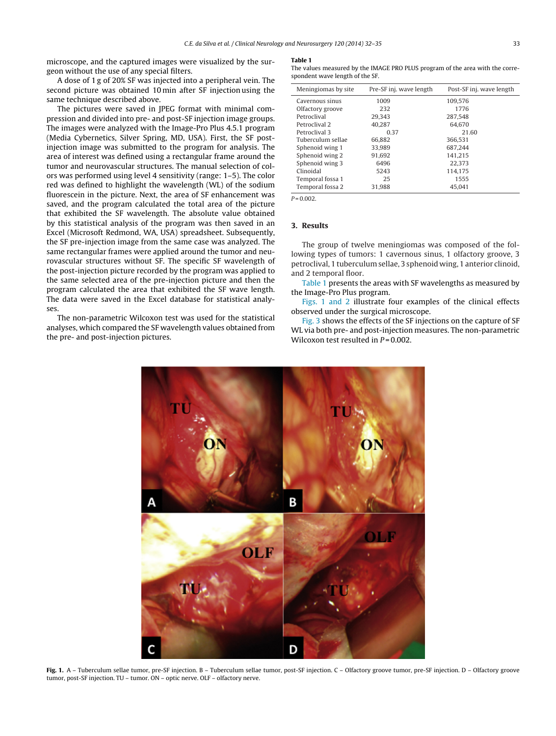microscope, and the captured images were visualized by the surgeon without the use of any special filters.

A dose of 1 g of 20% SF was injected into a peripheral vein. The second picture was obtained 10 min after SF injection using the same technique described above.

The pictures were saved in JPEG format with minimal compression and divided into pre- and post-SF injection image groups. The images were analyzed with the Image-Pro Plus 4.5.1 program (Media Cybernetics, Silver Spring, MD, USA). First, the SF post-injection image was submitted to the program for analysis. The area of interest was defined using a rectangular frame around the tumor and neurovascular structures. The manual selection of colors was performed using level 4 sensitivity (range: 1–5). The color red was defined to highlight the wavelength (WL) of the sodium fluorescein in the picture. Next, the area of SF enhancement was saved, and the program calculated the total area of the picture that exhibited the SF wavelength. The absolute value obtained by this statistical analysis of the program was then saved in an Excel (Microsoft Redmond, WA, USA) spreadsheet. Subsequently, the SF pre-injection image from the same case was analyzed. The same rectangular frames were applied around the tumor and neurovascular structures without SF. The specific SF wavelength of the post-injection picture recorded by the program was applied to the same selected area of the pre-injection picture and then the program calculated the area that exhibited the SF wave length. The data were saved in the Excel database for statistical analyses.

The non-parametric Wilcoxon test was used for the statistical analyses, which compared the SF wavelength values obtained from the pre- and post-injection pictures.

**Table 1**
The values measured by the IMAGE PRO PLUS program of the area with the correspondent wave length of the SF.

| Meningiomas by site | Pre-SF inj. wave length | Post-SF inj. wave length |
|---|---|---|
| Cavernous sinus | 1009 | 109,576 |
| Olfactory groove | 232 | 1776 |
| Petroclival | 29,343 | 287,548 |
| Petroclival 2 | 40,287 | 64,670 |
| Petroclival 3 | 0.37 | 21.60 |
| Tuberculum sellae | 66,882 | 366,531 |
| Sphenoid wing 1 | 33,989 | 687,244 |
| Sphenoid wing 2 | 91,692 | 141,215 |
| Sphenoid wing 3 | 6496 | 22,373 |
| Clinoidal | 5243 | 114,175 |
| Temporal fossa 1 | 25 | 1555 |
| Temporal fossa 2 | 31,988 | 45,041 |

$P = 0.002$.

## 3. Results

The group of twelve meningiomas was composed of the following types of tumors: 1 cavernous sinus, 1 olfactory groove, 3 petroclival, 1 tuberculum sellae, 3 sphenoid wing, 1 anterior clinoid, and 2 temporal floor.

Table 1 presents the areas with SF wavelengths as measured by the Image-Pro Plus program.

Figs. 1 and 2 illustrate four examples of the clinical effects observed under the surgical microscope.

Fig. 3 shows the effects of the SF injections on the capture of SF WL via both pre- and post-injection measures. The non-parametric Wilcoxon test resulted in $P = 0.002$.

**Fig. 1.** A – Tuberculum sellae tumor, pre-SF injection. B – Tuberculum sellae tumor, post-SF injection. C – Olfactory groove tumor, pre-SF injection. D – Olfactory groove tumor, post-SF injection. TU – tumor. ON – optic nerve. OLF – olfactory nerve.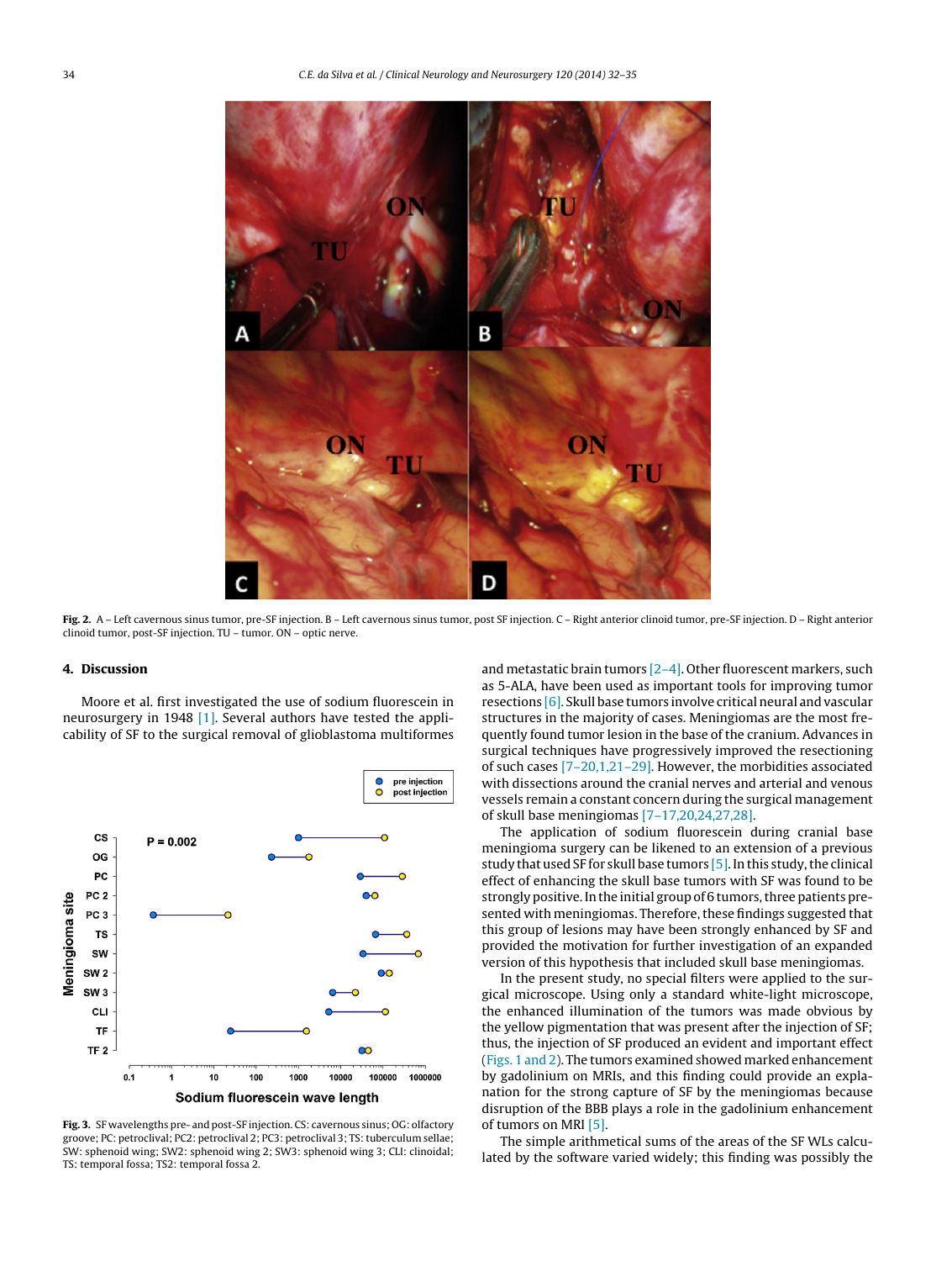**Fig. 2.** A – Left cavernous sinus tumor, pre-SF injection. B – Left cavernous sinus tumor, post SF injection. C – Right anterior clinoid tumor, pre-SF injection. D – Right anterior clinoid tumor, post-SF injection. TU – tumor. ON – optic nerve.

## 4. Discussion

Moore et al. first investigated the use of sodium fluorescein in neurosurgery in 1948 [1]. Several authors have tested the applicability of SF to the surgical removal of glioblastoma multiformes and metastatic brain tumors [2–4]. Other fluorescent markers, such as 5-ALA, have been used as important tools for improving tumor resections [6]. Skull base tumors involve critical neural and vascular structures in the majority of cases. Meningiomas are the most frequently found tumor lesion in the base of the cranium. Advances in surgical techniques have progressively improved the resectioning of such cases [7–20,1,21–29]. However, the morbidities associated with dissections around the cranial nerves and arterial and venous vessels remain a constant concern during the surgical management of skull base meningiomas [7–17,20,24,27,28].

The application of sodium fluorescein during cranial base meningioma surgery can be likened to an extension of a previous study that used SF for skull base tumors [5]. In this study, the clinical effect of enhancing the skull base tumors with SF was found to be strongly positive. In the initial group of 6 tumors, three patients presented with meningiomas. Therefore, these findings suggested that this group of lesions may have been strongly enhanced by SF and provided the motivation for further investigation of an expanded version of this hypothesis that included skull base meningiomas.

In the present study, no special filters were applied to the surgical microscope. Using only a standard white-light microscope, the enhanced illumination of the tumors was made obvious by the yellow pigmentation that was present after the injection of SF; thus, the injection of SF produced an evident and important effect (Figs. 1 and 2). The tumors examined showed marked enhancement by gadolinium on MRIs, and this finding could provide an explanation for the strong capture of SF by the meningiomas because disruption of the BBB plays a role in the gadolinium enhancement of tumors on MRI [5].

The simple arithmetical sums of the areas of the SF WLs calculated by the software varied widely; this finding was possibly the

**Fig. 3.** SF wavelengths pre- and post-SF injection. CS: cavernous sinus; OG: olfactory groove; PC: petroclival; PC2: petroclival 2; PC3: petroclival 3; TS: tuberculum sellae; SW: sphenoid wing; SW2: sphenoid wing 2; SW3: sphenoid wing 3; CLI: clinoidal; TS: temporal fossa; TS2: temporal fossa 2.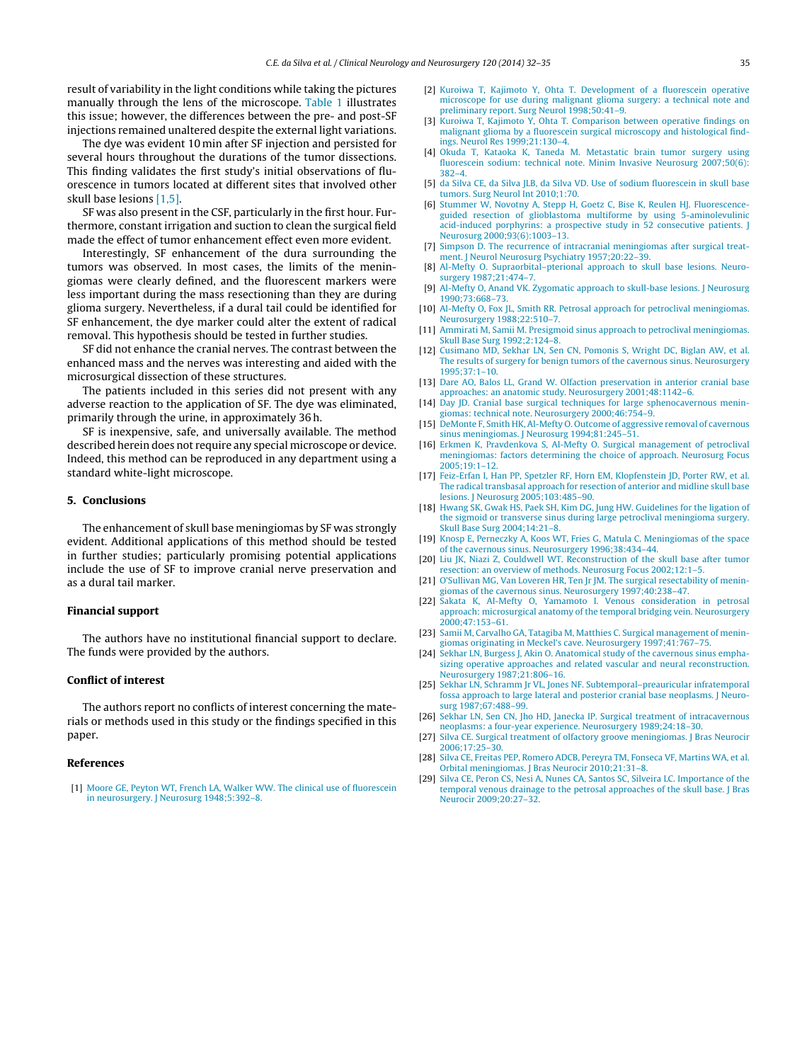result of variability in the light conditions while taking the pictures manually through the lens of the microscope. Table 1 illustrates this issue; however, the differences between the pre- and post-SF injections remained unaltered despite the external light variations.

The dye was evident 10 min after SF injection and persisted for several hours throughout the durations of the tumor dissections. This finding validates the first study's initial observations of fluorescence in tumors located at different sites that involved other skull base lesions [1,5].

SF was also present in the CSF, particularly in the first hour. Furthermore, constant irrigation and suction to clean the surgical field made the effect of tumor enhancement effect even more evident.

Interestingly, SF enhancement of the dura surrounding the tumors was observed. In most cases, the limits of the meningiomas were clearly defined, and the fluorescent markers were less important during the mass resectioning than they are during glioma surgery. Nevertheless, if a dural tail could be identified for SF enhancement, the dye marker could alter the extent of radical removal. This hypothesis should be tested in further studies.

SF did not enhance the cranial nerves. The contrast between the enhanced mass and the nerves was interesting and aided with the microsurgical dissection of these structures.

The patients included in this series did not present with any adverse reaction to the application of SF. The dye was eliminated, primarily through the urine, in approximately 36 h.

SF is inexpensive, safe, and universally available. The method described herein does not require any special microscope or device. Indeed, this method can be reproduced in any department using a standard white-light microscope.

## 5. Conclusions

The enhancement of skull base meningiomas by SF was strongly evident. Additional applications of this method should be tested in further studies; particularly promising potential applications include the use of SF to improve cranial nerve preservation and as a dural tail marker.

## Financial support

The authors have no institutional financial support to declare. The funds were provided by the authors.

## Conflict of interest

The authors report no conflicts of interest concerning the materials or methods used in this study or the findings specified in this paper.

## References

[1] Moore GE, Peyton WT, French LA, Walker WW. The clinical use of fluorescein in neurosurgery. J Neurosurg 1948;5:392–8.

[2] Kuroiwa T, Kajimoto Y, Ohta T. Development of a fluorescein operative microscope for use during malignant glioma surgery: a technical note and preliminary report. Surg Neurol 1998;50:41–9.

[3] Kuroiwa T, Kajimoto Y, Ohta T. Comparison between operative findings on malignant glioma by a fluorescein surgical microscopy and histological findings. Neurol Res 1999;21:130–4.

[4] Okuda T, Kataoka K, Taneda M. Metastatic brain tumor surgery using fluorescein sodium: technical note. Minim Invasive Neurosurg 2007;50(6): 382–4.

[5] da Silva CE, da Silva JLB, da Silva VD. Use of sodium fluorescein in skull base tumors. Surg Neurol Int 2010;1:70.

[6] Stummer W, Novotny A, Stepp H, Goetz C, Bise K, Reulen HJ. Fluorescence-guided resection of glioblastoma multiforme by using 5-aminolevulinic acid-induced porphyrins: a prospective study in 52 consecutive patients. J Neurosurg 2000;93(6):1003–13.

[7] Simpson D. The recurrence of intracranial meningiomas after surgical treatment. J Neurol Neurosurg Psychiatry 1957;20:22–39.

[8] Al-Mefty O. Supraorbital–pterional approach to skull base lesions. Neurosurgery 1987;21:474–7.

[9] Al-Mefty O, Anand VK. Zygomatic approach to skull-base lesions. J Neurosurg 1990;73:668–73.

[10] Al-Mefty O, Fox JL, Smith RR. Petrosal approach for petroclival meningiomas. Neurosurgery 1988;22:510–7.

[11] Ammirati M, Samii M. Presigmoid sinus approach to petroclival meningiomas. Skull Base Surg 1992;2:124–8.

[12] Cusimano MD, Sekhar LN, Sen CN, Pomonis S, Wright DC, Biglan AW, et al. The results of surgery for benign tumors of the cavernous sinus. Neurosurgery 1995;37:1–10.

[13] Dare AO, Balos LL, Grand W. Olfaction preservation in anterior cranial base approaches: an anatomic study. Neurosurgery 2001;48:1142–6.

[14] Day JD. Cranial base surgical techniques for large sphenocavernous meningiomas: technical note. Neurosurgery 2000;46:754–9.

[15] DeMonte F, Smith HK, Al-Mefty O. Outcome of aggressive removal of cavernous sinus meningiomas. J Neurosurg 1994;81:245–51.

[16] Erkmen K, Pravdenkova S, Al-Mefty O. Surgical management of petroclival meningiomas: factors determining the choice of approach. Neurosurg Focus 2005;19:1–12.

[17] Feiz-Erfan I, Han PP, Spetzler RF, Horn EM, Klopfenstein JD, Porter RW, et al. The radical transbasal approach for resection of anterior and midline skull base lesions. J Neurosurg 2005;103:485–90.

[18] Hwang SK, Gwak HS, Paek SH, Kim DG, Jung HW. Guidelines for the ligation of the sigmoid or transverse sinus during large petroclival meningioma surgery. Skull Base Surg 2004;14:21–8.

[19] Knosp E, Perneczky A, Koos WT, Fries G, Matula C. Meningiomas of the space of the cavernous sinus. Neurosurgery 1996;38:434–44.

[20] Liu JK, Niazi Z, Couldwell WT. Reconstruction of the skull base after tumor resection: an overview of methods. Neurosurg Focus 2002;12:1–5.

[21] O'Sullivan MG, Van Loveren HR, Ten Jr JM. The surgical resectability of meningiomas of the cavernous sinus. Neurosurgery 1997;40:238–47.

[22] Sakata K, Al-Mefty O, Yamamoto I. Venous consideration in petrosal approach: microsurgical anatomy of the temporal bridging vein. Neurosurgery 2000;47:153–61.

[23] Samii M, Carvalho GA, Tatagiba M, Matthies C. Surgical management of meningiomas originating in Meckel's cave. Neurosurgery 1997;41:767–75.

[24] Sekhar LN, Burgess J, Akin O. Anatomical study of the cavernous sinus emphasizing operative approaches and related vascular and neural reconstruction. Neurosurgery 1987;21:806–16.

[25] Sekhar LN, Schramm Jr VL, Jones NF. Subtemporal–preauricular infratemporal fossa approach to large lateral and posterior cranial base neoplasms. J Neurosurg 1987;67:488–99.

[26] Sekhar LN, Sen CN, Jho HD, Janecka IP. Surgical treatment of intracavernous neoplasms: a four-year experience. Neurosurgery 1989;24:18–30.

[27] Silva CE. Surgical treatment of olfactory groove meningiomas. J Bras Neurocir 2006;17:25–30.

[28] Silva CE, Freitas PEP, Romero ADCB, Pereyra TM, Fonseca VF, Martins WA, et al. Orbital meningiomas. J Bras Neurocir 2010;21:31–8.

[29] Silva CE, Peron CS, Nesi A, Nunes CA, Santos SC, Silveira LC. Importance of the temporal venous drainage to the petrosal approaches of the skull base. J Bras Neurocir 2009;20:27–32.